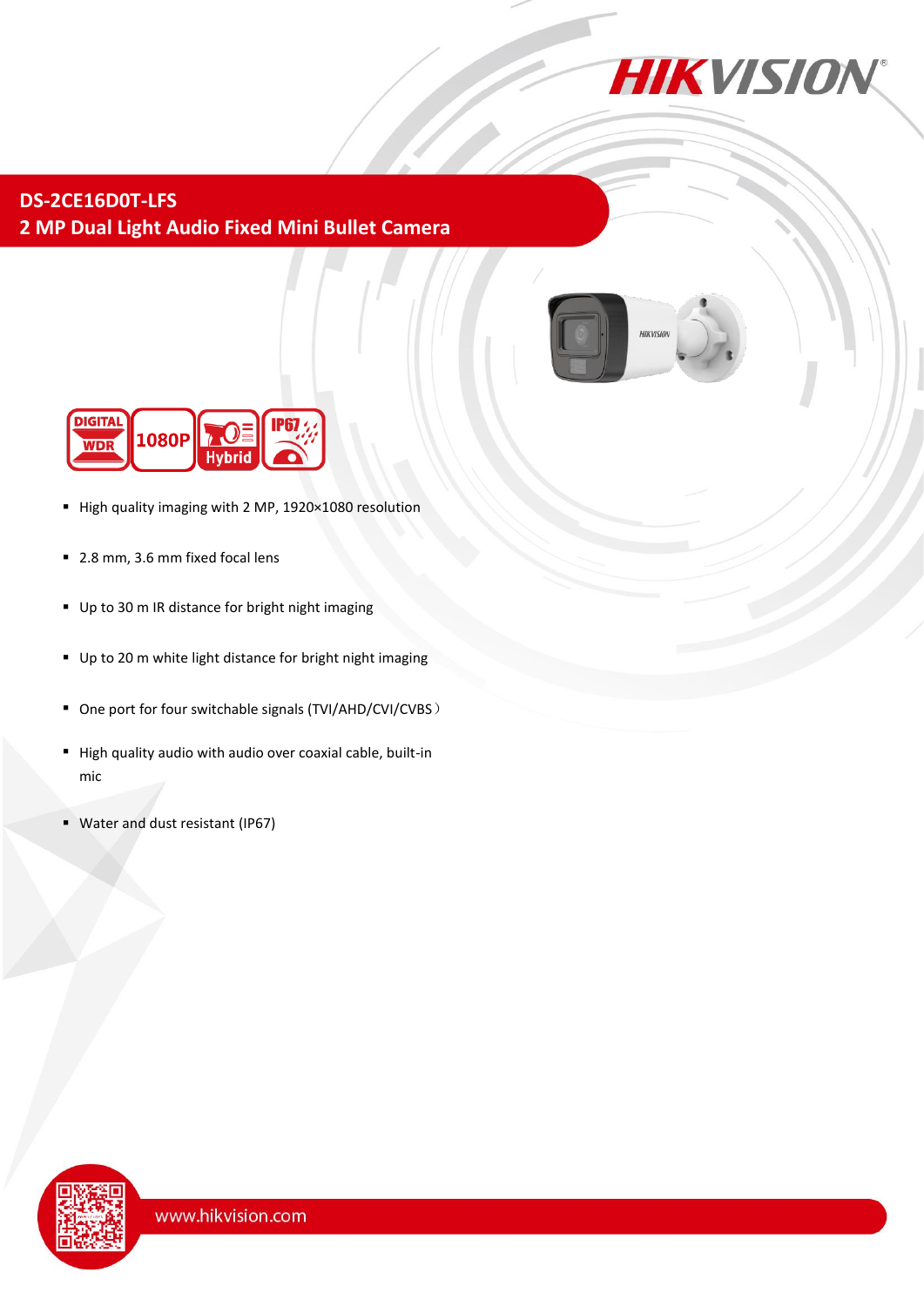# DS-2CE16D0T-LFS

## 2 MP Dual Light Audio Fixed Mini Bullet Camera

- High quality imaging with 2 MP, 1920×1080 resolution
- 2.8 mm, 3.6 mm fixed focal lens
- Up to 30 m IR distance for bright night imaging
- Up to 20 m white light distance for bright night imaging
- One port for four switchable signals (TVI/AHD/CVI/CVBS）
- High quality audio with audio over coaxial cable, built-in mic
- Water and dust resistant (IP67)

www.hikvision.com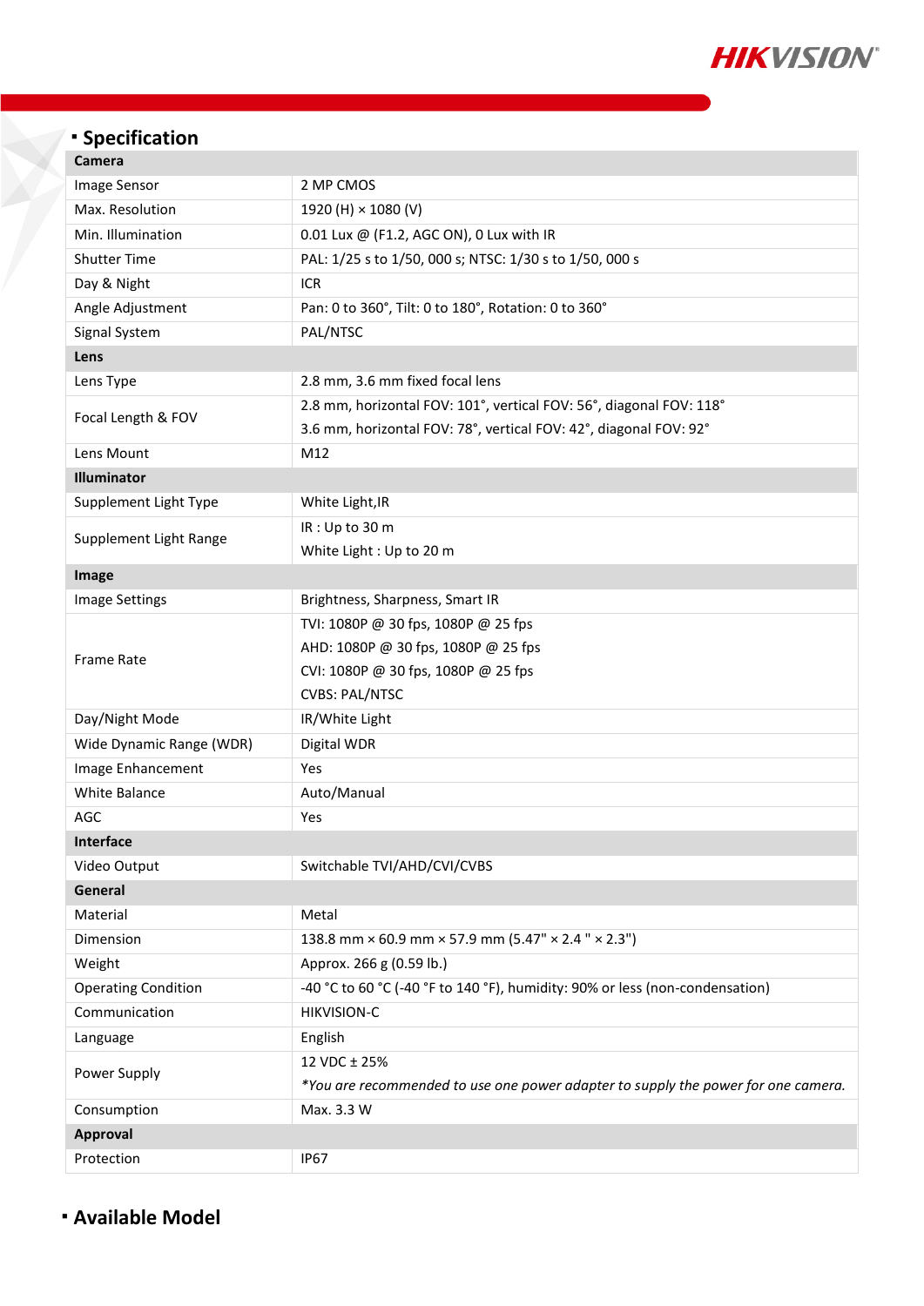## Specification

| Camera | |
|---|---|
| Image Sensor | 2 MP CMOS |
| Max. Resolution | 1920 (H) × 1080 (V) |
| Min. Illumination | 0.01 Lux @ (F1.2, AGC ON), 0 Lux with IR |
| Shutter Time | PAL: 1/25 s to 1/50, 000 s; NTSC: 1/30 s to 1/50, 000 s |
| Day & Night | ICR |
| Angle Adjustment | Pan: 0 to 360°, Tilt: 0 to 180°, Rotation: 0 to 360° |
| Signal System | PAL/NTSC |
| **Lens** | |
| Lens Type | 2.8 mm, 3.6 mm fixed focal lens |
| Focal Length & FOV | 2.8 mm, horizontal FOV: 101°, vertical FOV: 56°, diagonal FOV: 118°<br>3.6 mm, horizontal FOV: 78°, vertical FOV: 42°, diagonal FOV: 92° |
| Lens Mount | M12 |
| **Illuminator** | |
| Supplement Light Type | White Light,IR |
| Supplement Light Range | IR : Up to 30 m<br>White Light : Up to 20 m |
| **Image** | |
| Image Settings | Brightness, Sharpness, Smart IR |
| Frame Rate | TVI: 1080P @ 30 fps, 1080P @ 25 fps<br>AHD: 1080P @ 30 fps, 1080P @ 25 fps<br>CVI: 1080P @ 30 fps, 1080P @ 25 fps<br>CVBS: PAL/NTSC |
| Day/Night Mode | IR/White Light |
| Wide Dynamic Range (WDR) | Digital WDR |
| Image Enhancement | Yes |
| White Balance | Auto/Manual |
| AGC | Yes |
| **Interface** | |
| Video Output | Switchable TVI/AHD/CVI/CVBS |
| **General** | |
| Material | Metal |
| Dimension | 138.8 mm × 60.9 mm × 57.9 mm (5.47" × 2.4 " × 2.3") |
| Weight | Approx. 266 g (0.59 lb.) |
| Operating Condition | -40 °C to 60 °C (-40 °F to 140 °F), humidity: 90% or less (non-condensation) |
| Communication | HIKVISION-C |
| Language | English |
| Power Supply | 12 VDC ± 25%<br>*You are recommended to use one power adapter to supply the power for one camera.* |
| Consumption | Max. 3.3 W |
| **Approval** | |
| Protection | IP67 |

## Available Model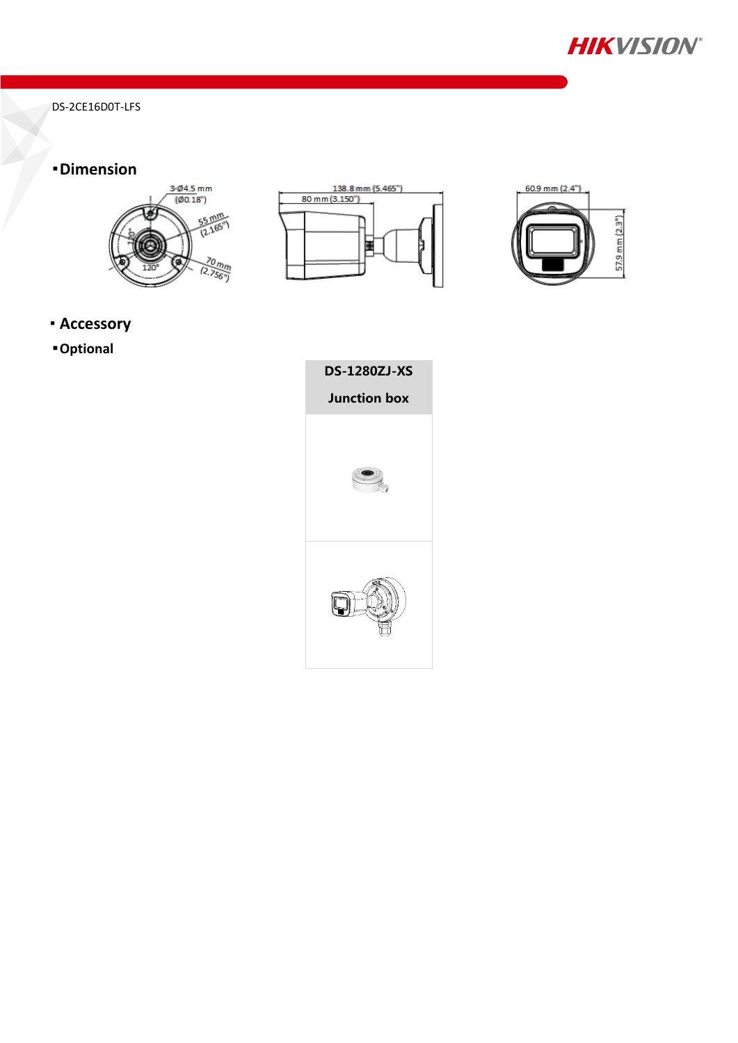DS-2CE16D0T-LFS

## ▪Dimension

3-Ø4.5 mm (Ø0.18")

55 mm (2.165")

70 mm (2.756")

120°

138.8 mm (5.465")

80 mm (3.150")

60.9 mm (2.4")

57.9 mm (2.3")

## ▪ Accessory

### ▪Optional

| DS-1280ZJ-XS Junction box |
| --- |
| |
| |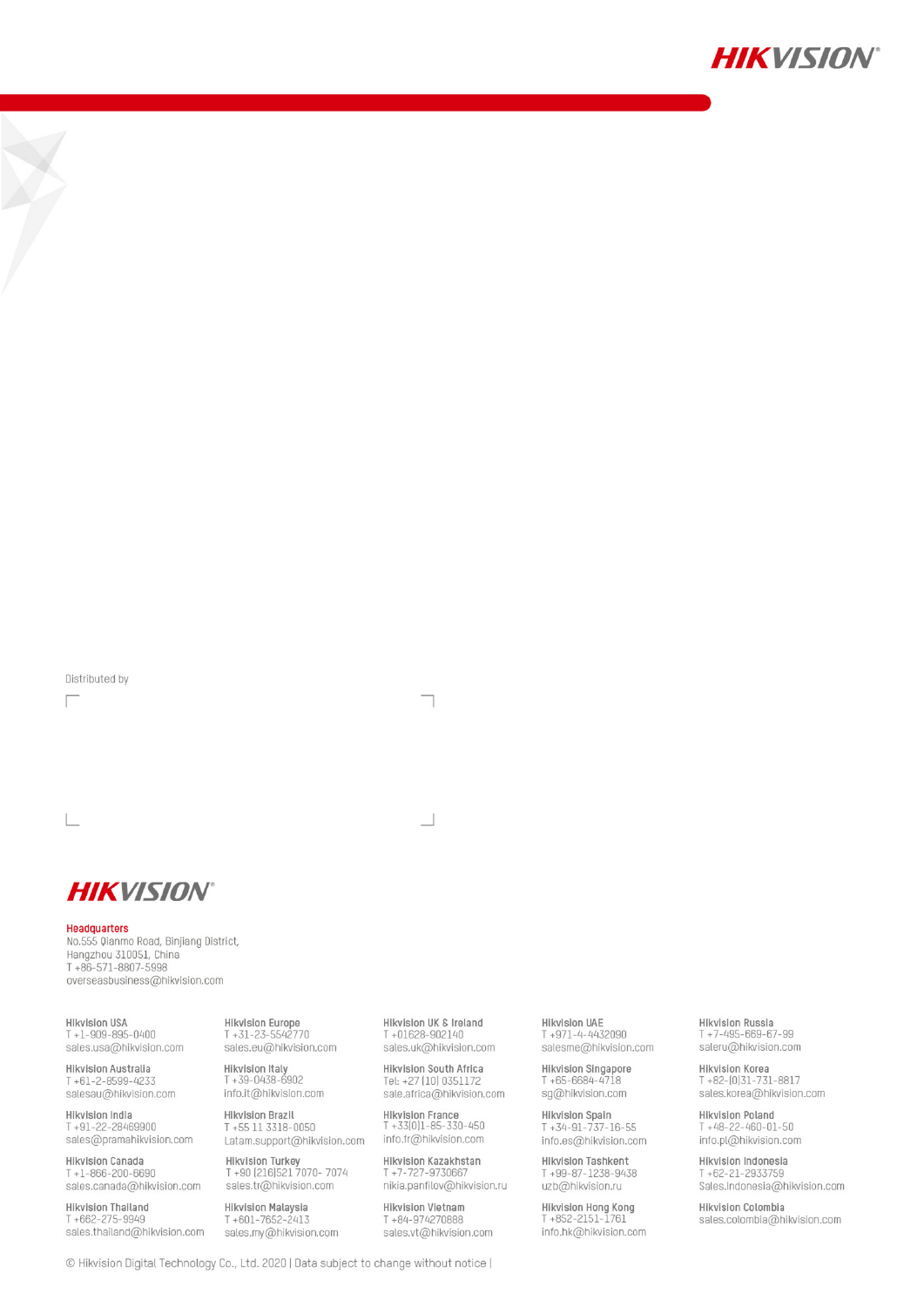Distributed by

HIKVISION

**Headquarters**
No.555 Qianmo Road, Binjiang District,
Hangzhou 310051, China
T +86-571-8807-5998
overseasbusiness@hikvision.com

**Hikvision USA**
T +1-909-895-0400
sales.usa@hikvision.com

**Hikvision Australia**
T +61-2-8599-4233
salesau@hikvision.com

**Hikvision India**
T +91-22-28469900
sales@pramahikvision.com

**Hikvision Canada**
T +1-866-200-6690
sales.canada@hikvision.com

**Hikvision Thailand**
T +662-275-9949
sales.thailand@hikvision.com

**Hikvision Europe**
T +31-23-5542770
sales.eu@hikvision.com

**Hikvision Italy**
T +39-0438-6902
info.it@hikvision.com

**Hikvision Brazil**
T +55 11 3318-0050
Latam.support@hikvision.com

**Hikvision Turkey**
T +90 (216)521 7070- 7074
sales.tr@hikvision.com

**Hikvision Malaysia**
T +601-7652-2413
sales.my@hikvision.com

**Hikvision UK & Ireland**
T +01628-902140
sales.uk@hikvision.com

**Hikvision South Africa**
Tel: +27 (10) 0351172
sale.africa@hikvision.com

**Hikvision France**
T +33(0)1-85-330-450
info.fr@hikvision.com

**Hikvision Kazakhstan**
T +7-727-9730667
nikia.panfilov@hikvision.ru

**Hikvision Vietnam**
T +84-974270888
sales.vt@hikvision.com

**Hikvision UAE**
T +971-4-4432090
salesme@hikvision.com

**Hikvision Singapore**
T +65-6684-4718
sg@hikvision.com

**Hikvision Spain**
T +34-91-737-16-55
info.es@hikvision.com

**Hikvision Tashkent**
T +99-87-1238-9438
uzb@hikvision.ru

**Hikvision Hong Kong**
T +852-2151-1761
info.hk@hikvision.com

**Hikvision Russia**
T +7-495-669-67-99
saleru@hikvision.com

**Hikvision Korea**
T +82-(0)31-731-8817
sales.korea@hikvision.com

**Hikvision Poland**
T +48-22-460-01-50
info.pl@hikvision.com

**Hikvision Indonesia**
T +62-21-2933759
Sales.Indonesia@hikvision.com

**Hikvision Colombia**
sales.colombia@hikvision.com

© Hikvision Digital Technology Co., Ltd. 2020 | Data subject to change without notice |